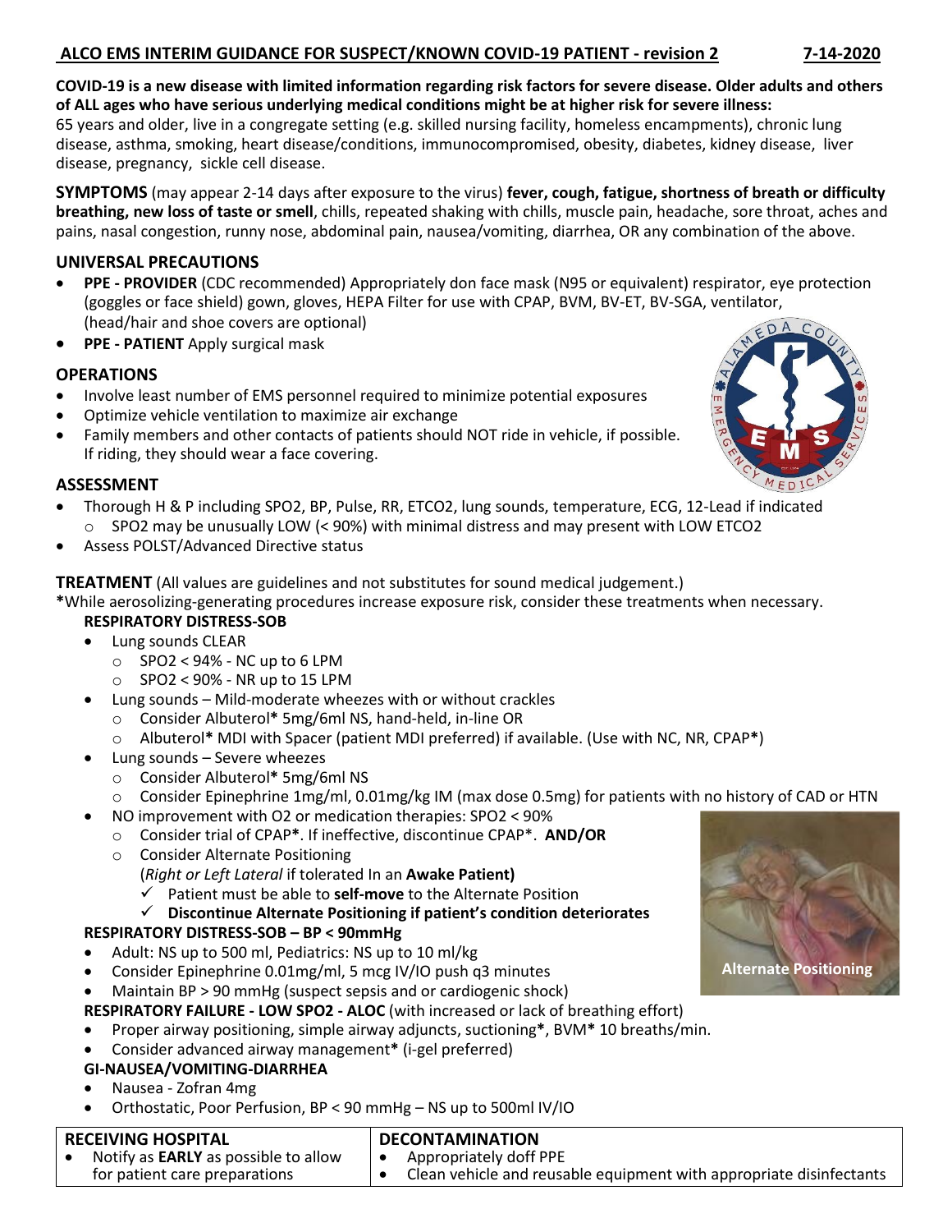# ALCO EMS INTERIM GUIDANCE FOR SUSPECT/KNOWN COVID-19 PATIENT - revision 2 7-14-2020

**COVID-19 is a new disease with limited information regarding risk factors for severe disease. Older adults and others of ALL ages who have serious underlying medical conditions might be at higher risk for severe illness:**
65 years and older, live in a congregate setting (e.g. skilled nursing facility, homeless encampments), chronic lung disease, asthma, smoking, heart disease/conditions, immunocompromised, obesity, diabetes, kidney disease, liver disease, pregnancy, sickle cell disease.

**SYMPTOMS** (may appear 2-14 days after exposure to the virus) **fever, cough, fatigue, shortness of breath or difficulty breathing, new loss of taste or smell**, chills, repeated shaking with chills, muscle pain, headache, sore throat, aches and pains, nasal congestion, runny nose, abdominal pain, nausea/vomiting, diarrhea, OR any combination of the above.

## UNIVERSAL PRECAUTIONS

- **PPE - PROVIDER** (CDC recommended) Appropriately don face mask (N95 or equivalent) respirator, eye protection (goggles or face shield) gown, gloves, HEPA Filter for use with CPAP, BVM, BV-ET, BV-SGA, ventilator, (head/hair and shoe covers are optional)
- **PPE - PATIENT** Apply surgical mask

## OPERATIONS

- Involve least number of EMS personnel required to minimize potential exposures
- Optimize vehicle ventilation to maximize air exchange
- Family members and other contacts of patients should NOT ride in vehicle, if possible. If riding, they should wear a face covering.

## ASSESSMENT

- Thorough H & P including SPO2, BP, Pulse, RR, ETCO2, lung sounds, temperature, ECG, 12-Lead if indicated
  - SPO2 may be unusually LOW (< 90%) with minimal distress and may present with LOW ETCO2
- Assess POLST/Advanced Directive status

**TREATMENT** (All values are guidelines and not substitutes for sound medical judgement.)

**\***While aerosolizing-generating procedures increase exposure risk, consider these treatments when necessary.

### RESPIRATORY DISTRESS-SOB

- Lung sounds CLEAR
  - SPO2 < 94% - NC up to 6 LPM
  - SPO2 < 90% - NR up to 15 LPM
- Lung sounds – Mild-moderate wheezes with or without crackles
  - Consider Albuterol**\*** 5mg/6ml NS, hand-held, in-line OR
  - Albuterol**\*** MDI with Spacer (patient MDI preferred) if available. (Use with NC, NR, CPAP**\***)
- Lung sounds – Severe wheezes
  - Consider Albuterol**\*** 5mg/6ml NS
  - Consider Epinephrine 1mg/ml, 0.01mg/kg IM (max dose 0.5mg) for patients with no history of CAD or HTN
- NO improvement with O2 or medication therapies: SPO2 < 90%
  - Consider trial of CPAP**\***. If ineffective, discontinue CPAP*. **AND/OR**
  - Consider Alternate Positioning
    (*Right or Left Lateral* if tolerated In an **Awake Patient)**
    - ✓ Patient must be able to **self-move** to the Alternate Position
    - ✓ **Discontinue Alternate Positioning if patient's condition deteriorates**

Alternate Positioning

### RESPIRATORY DISTRESS-SOB – BP < 90mmHg

- Adult: NS up to 500 ml, Pediatrics: NS up to 10 ml/kg
- Consider Epinephrine 0.01mg/ml, 5 mcg IV/IO push q3 minutes
- Maintain BP > 90 mmHg (suspect sepsis and or cardiogenic shock)

### RESPIRATORY FAILURE - LOW SPO2 - ALOC (with increased or lack of breathing effort)

- Proper airway positioning, simple airway adjuncts, suctioning**\***, BVM**\*** 10 breaths/min.
- Consider advanced airway management**\*** (i-gel preferred)

### GI-NAUSEA/VOMITING-DIARRHEA

- Nausea - Zofran 4mg
- Orthostatic, Poor Perfusion, BP < 90 mmHg – NS up to 500ml IV/IO

| RECEIVING HOSPITAL | DECONTAMINATION |
| --- | --- |
| • Notify as **EARLY** as possible to allow for patient care preparations | • Appropriately doff PPE<br>• Clean vehicle and reusable equipment with appropriate disinfectants |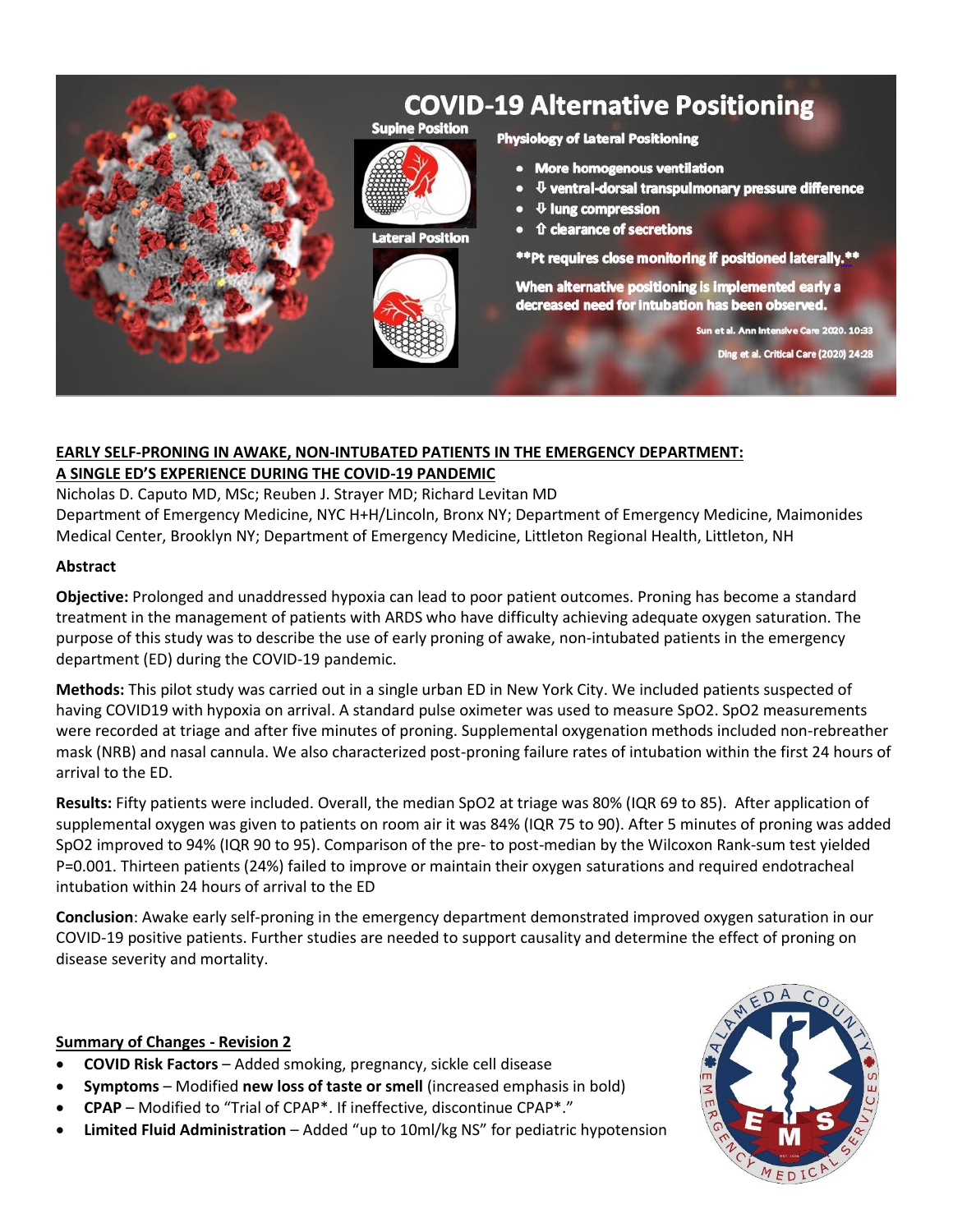# COVID-19 Alternative Positioning

Supine Position

Lateral Position

**Physiology of Lateral Positioning**

- More homogenous ventilation
- ⇩ ventral-dorsal transpulmonary pressure difference
- ⇩ lung compression
- ⇧ clearance of secretions

**Pt requires close monitoring if positioned laterally.**

**When alternative positioning is implemented early a decreased need for intubation has been observed.**

Sun et al. Ann Intensive Care 2020. 10:33

Ding et al. Critical Care (2020) 24:28

## EARLY SELF-PRONING IN AWAKE, NON-INTUBATED PATIENTS IN THE EMERGENCY DEPARTMENT: A SINGLE ED'S EXPERIENCE DURING THE COVID-19 PANDEMIC

Nicholas D. Caputo MD, MSc; Reuben J. Strayer MD; Richard Levitan MD

Department of Emergency Medicine, NYC H+H/Lincoln, Bronx NY; Department of Emergency Medicine, Maimonides Medical Center, Brooklyn NY; Department of Emergency Medicine, Littleton Regional Health, Littleton, NH

### Abstract

**Objective:** Prolonged and unaddressed hypoxia can lead to poor patient outcomes. Proning has become a standard treatment in the management of patients with ARDS who have difficulty achieving adequate oxygen saturation. The purpose of this study was to describe the use of early proning of awake, non-intubated patients in the emergency department (ED) during the COVID-19 pandemic.

**Methods:** This pilot study was carried out in a single urban ED in New York City. We included patients suspected of having COVID19 with hypoxia on arrival. A standard pulse oximeter was used to measure SpO2. SpO2 measurements were recorded at triage and after five minutes of proning. Supplemental oxygenation methods included non-rebreather mask (NRB) and nasal cannula. We also characterized post-proning failure rates of intubation within the first 24 hours of arrival to the ED.

**Results:** Fifty patients were included. Overall, the median SpO2 at triage was 80% (IQR 69 to 85). After application of supplemental oxygen was given to patients on room air it was 84% (IQR 75 to 90). After 5 minutes of proning was added SpO2 improved to 94% (IQR 90 to 95). Comparison of the pre- to post-median by the Wilcoxon Rank-sum test yielded P=0.001. Thirteen patients (24%) failed to improve or maintain their oxygen saturations and required endotracheal intubation within 24 hours of arrival to the ED

**Conclusion**: Awake early self-proning in the emergency department demonstrated improved oxygen saturation in our COVID-19 positive patients. Further studies are needed to support causality and determine the effect of proning on disease severity and mortality.

### Summary of Changes - Revision 2

- **COVID Risk Factors** – Added smoking, pregnancy, sickle cell disease
- **Symptoms** – Modified **new loss of taste or smell** (increased emphasis in bold)
- **CPAP** – Modified to "Trial of CPAP*. If ineffective, discontinue CPAP*."
- **Limited Fluid Administration** – Added "up to 10ml/kg NS" for pediatric hypotension